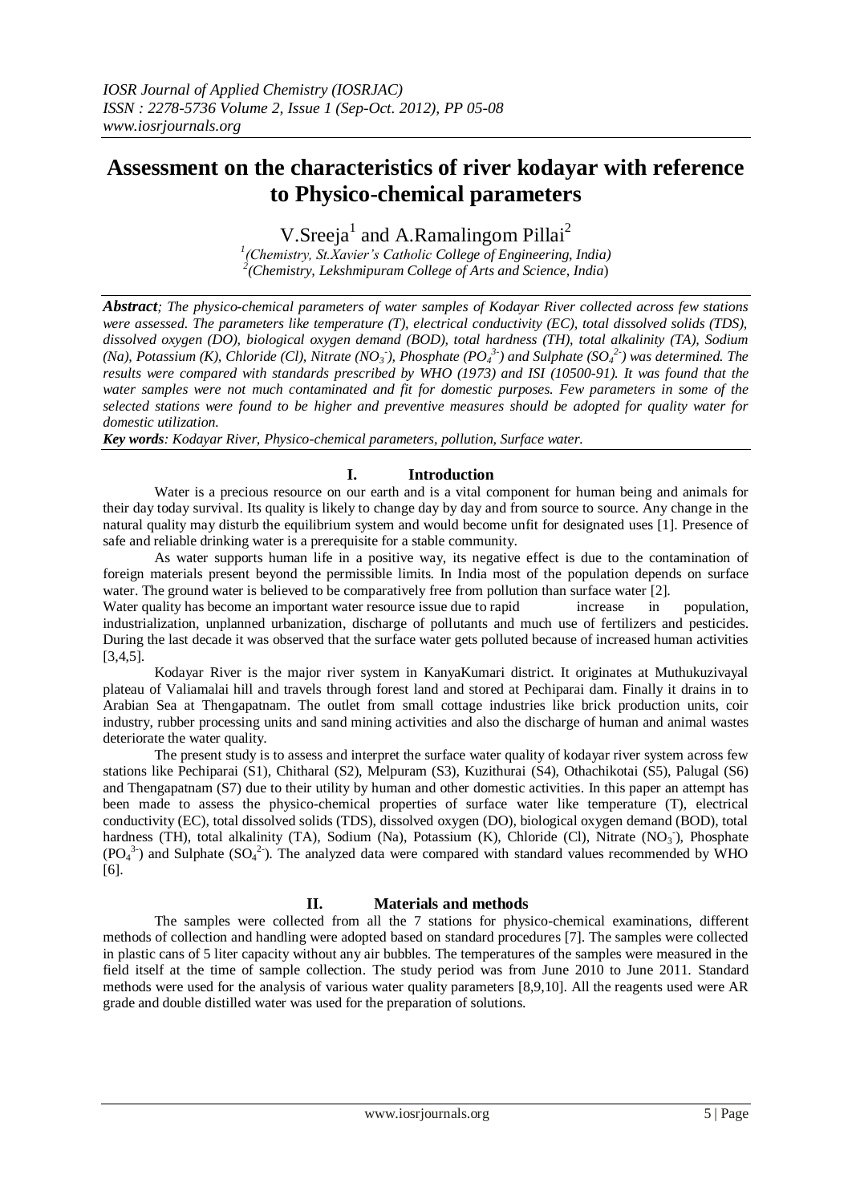# Assessment on the characteristics of river kodayar with reference to Physico-chemical parameters

V.Sreeja[1] and A.Ramalingom Pillai[2]

[1](Chemistry, St.Xavier's Catholic College of Engineering, India)
[2](Chemistry, Lekshmipuram College of Arts and Science, India)

***Abstract****; The physico-chemical parameters of water samples of Kodayar River collected across few stations were assessed. The parameters like temperature (T), electrical conductivity (EC), total dissolved solids (TDS), dissolved oxygen (DO), biological oxygen demand (BOD), total hardness (TH), total alkalinity (TA), Sodium (Na), Potassium (K), Chloride (Cl), Nitrate ($NO_3^-$), Phosphate ($PO_4^{3-}$) and Sulphate ($SO_4^{2-}$) was determined. The results were compared with standards prescribed by WHO (1973) and ISI (10500-91). It was found that the water samples were not much contaminated and fit for domestic purposes. Few parameters in some of the selected stations were found to be higher and preventive measures should be adopted for quality water for domestic utilization.*

***Key words****: Kodayar River, Physico-chemical parameters, pollution, Surface water.*

## I. Introduction

Water is a precious resource on our earth and is a vital component for human being and animals for their day today survival. Its quality is likely to change day by day and from source to source. Any change in the natural quality may disturb the equilibrium system and would become unfit for designated uses [1]. Presence of safe and reliable drinking water is a prerequisite for a stable community.

As water supports human life in a positive way, its negative effect is due to the contamination of foreign materials present beyond the permissible limits. In India most of the population depends on surface water. The ground water is believed to be comparatively free from pollution than surface water [2].

Water quality has become an important water resource issue due to rapid increase in population, industrialization, unplanned urbanization, discharge of pollutants and much use of fertilizers and pesticides. During the last decade it was observed that the surface water gets polluted because of increased human activities [3,4,5].

Kodayar River is the major river system in KanyaKumari district. It originates at Muthukuzivayal plateau of Valiamalai hill and travels through forest land and stored at Pechiparai dam. Finally it drains in to Arabian Sea at Thengapatnam. The outlet from small cottage industries like brick production units, coir industry, rubber processing units and sand mining activities and also the discharge of human and animal wastes deteriorate the water quality.

The present study is to assess and interpret the surface water quality of kodayar river system across few stations like Pechiparai (S1), Chitharal (S2), Melpuram (S3), Kuzithurai (S4), Othachikotai (S5), Palugal (S6) and Thengapatnam (S7) due to their utility by human and other domestic activities. In this paper an attempt has been made to assess the physico-chemical properties of surface water like temperature (T), electrical conductivity (EC), total dissolved solids (TDS), dissolved oxygen (DO), biological oxygen demand (BOD), total hardness (TH), total alkalinity (TA), Sodium (Na), Potassium (K), Chloride (Cl), Nitrate ($NO_3^-$), Phosphate ($PO_4^{3-}$) and Sulphate ($SO_4^{2-}$). The analyzed data were compared with standard values recommended by WHO [6].

## II. Materials and methods

The samples were collected from all the 7 stations for physico-chemical examinations, different methods of collection and handling were adopted based on standard procedures [7]. The samples were collected in plastic cans of 5 liter capacity without any air bubbles. The temperatures of the samples were measured in the field itself at the time of sample collection. The study period was from June 2010 to June 2011. Standard methods were used for the analysis of various water quality parameters [8,9,10]. All the reagents used were AR grade and double distilled water was used for the preparation of solutions.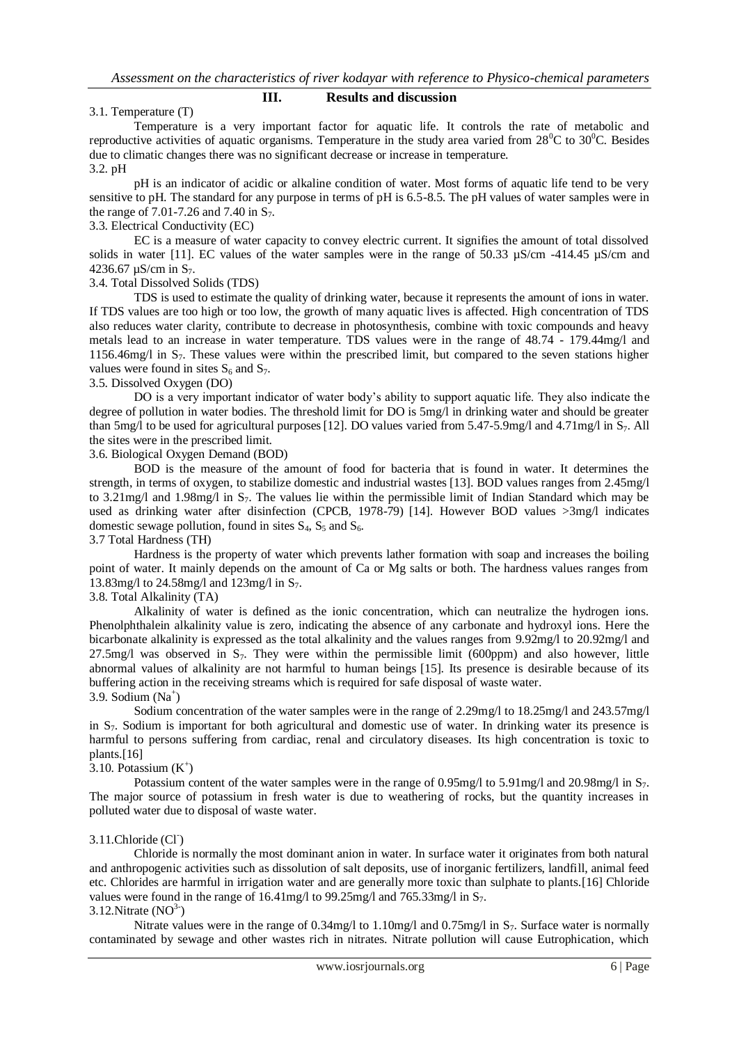## III. Results and discussion

### 3.1. Temperature (T)

Temperature is a very important factor for aquatic life. It controls the rate of metabolic and reproductive activities of aquatic organisms. Temperature in the study area varied from $28^0C$ to $30^0C$. Besides due to climatic changes there was no significant decrease or increase in temperature.

### 3.2. pH

pH is an indicator of acidic or alkaline condition of water. Most forms of aquatic life tend to be very sensitive to pH. The standard for any purpose in terms of pH is 6.5-8.5. The pH values of water samples were in the range of 7.01-7.26 and 7.40 in $S_7$.

### 3.3. Electrical Conductivity (EC)

EC is a measure of water capacity to convey electric current. It signifies the amount of total dissolved solids in water [11]. EC values of the water samples were in the range of 50.33 µS/cm -414.45 µS/cm and 4236.67 µS/cm in $S_7$.

### 3.4. Total Dissolved Solids (TDS)

TDS is used to estimate the quality of drinking water, because it represents the amount of ions in water. If TDS values are too high or too low, the growth of many aquatic lives is affected. High concentration of TDS also reduces water clarity, contribute to decrease in photosynthesis, combine with toxic compounds and heavy metals lead to an increase in water temperature. TDS values were in the range of 48.74 - 179.44mg/l and 1156.46mg/l in $S_7$. These values were within the prescribed limit, but compared to the seven stations higher values were found in sites $S_6$ and $S_7$.

### 3.5. Dissolved Oxygen (DO)

DO is a very important indicator of water body's ability to support aquatic life. They also indicate the degree of pollution in water bodies. The threshold limit for DO is 5mg/l in drinking water and should be greater than 5mg/l to be used for agricultural purposes [12]. DO values varied from 5.47-5.9mg/l and 4.71mg/l in $S_7$. All the sites were in the prescribed limit.

### 3.6. Biological Oxygen Demand (BOD)

BOD is the measure of the amount of food for bacteria that is found in water. It determines the strength, in terms of oxygen, to stabilize domestic and industrial wastes [13]. BOD values ranges from 2.45mg/l to 3.21mg/l and 1.98mg/l in $S_7$. The values lie within the permissible limit of Indian Standard which may be used as drinking water after disinfection (CPCB, 1978-79) [14]. However BOD values >3mg/l indicates domestic sewage pollution, found in sites $S_4$, $S_5$ and $S_6$.

### 3.7 Total Hardness (TH)

Hardness is the property of water which prevents lather formation with soap and increases the boiling point of water. It mainly depends on the amount of Ca or Mg salts or both. The hardness values ranges from 13.83mg/l to 24.58mg/l and 123mg/l in $S_7$.

### 3.8. Total Alkalinity (TA)

Alkalinity of water is defined as the ionic concentration, which can neutralize the hydrogen ions. Phenolphthalein alkalinity value is zero, indicating the absence of any carbonate and hydroxyl ions. Here the bicarbonate alkalinity is expressed as the total alkalinity and the values ranges from 9.92mg/l to 20.92mg/l and 27.5mg/l was observed in $S_7$. They were within the permissible limit (600ppm) and also however, little abnormal values of alkalinity are not harmful to human beings [15]. Its presence is desirable because of its buffering action in the receiving streams which is required for safe disposal of waste water.

### 3.9. Sodium ($Na^+$)

Sodium concentration of the water samples were in the range of 2.29mg/l to 18.25mg/l and 243.57mg/l in $S_7$. Sodium is important for both agricultural and domestic use of water. In drinking water its presence is harmful to persons suffering from cardiac, renal and circulatory diseases. Its high concentration is toxic to plants.[16]

### 3.10. Potassium ($K^+$)

Potassium content of the water samples were in the range of 0.95mg/l to 5.91mg/l and 20.98mg/l in $S_7$. The major source of potassium in fresh water is due to weathering of rocks, but the quantity increases in polluted water due to disposal of waste water.

### 3.11.Chloride ($Cl^-$)

Chloride is normally the most dominant anion in water. In surface water it originates from both natural and anthropogenic activities such as dissolution of salt deposits, use of inorganic fertilizers, landfill, animal feed etc. Chlorides are harmful in irrigation water and are generally more toxic than sulphate to plants.[16] Chloride values were found in the range of 16.41mg/l to 99.25mg/l and 765.33mg/l in $S_7$.

### 3.12.Nitrate ($NO^{3-}$)

Nitrate values were in the range of 0.34mg/l to 1.10mg/l and 0.75mg/l in $S_7$. Surface water is normally contaminated by sewage and other wastes rich in nitrates. Nitrate pollution will cause Eutrophication, which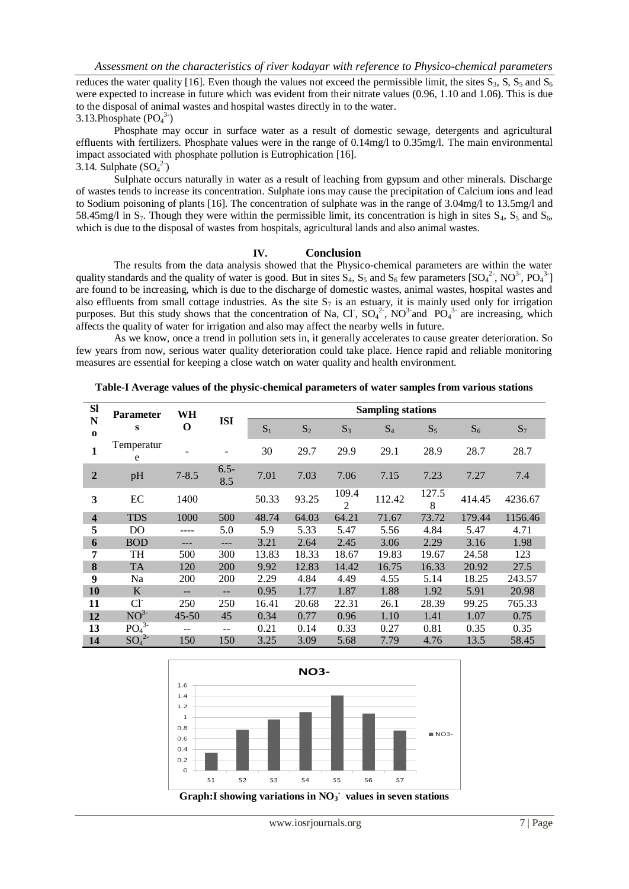reduces the water quality [16]. Even though the values not exceed the permissible limit, the sites $S_3$, S, $S_5$ and $S_6$ were expected to increase in future which was evident from their nitrate values (0.96, 1.10 and 1.06). This is due to the disposal of animal wastes and hospital wastes directly in to the water.

3.13.Phosphate ($PO_4^{3-}$)

Phosphate may occur in surface water as a result of domestic sewage, detergents and agricultural effluents with fertilizers. Phosphate values were in the range of 0.14mg/l to 0.35mg/l. The main environmental impact associated with phosphate pollution is Eutrophication [16].

3.14. Sulphate ($SO_4^{2-}$)

Sulphate occurs naturally in water as a result of leaching from gypsum and other minerals. Discharge of wastes tends to increase its concentration. Sulphate ions may cause the precipitation of Calcium ions and lead to Sodium poisoning of plants [16]. The concentration of sulphate was in the range of 3.04mg/l to 13.5mg/l and 58.45mg/l in $S_7$. Though they were within the permissible limit, its concentration is high in sites $S_4$, $S_5$ and $S_6$, which is due to the disposal of wastes from hospitals, agricultural lands and also animal wastes.

## IV. Conclusion

The results from the data analysis showed that the Physico-chemical parameters are within the water quality standards and the quality of water is good. But in sites $S_4$, $S_5$ and $S_6$ few parameters [$SO_4^{2-}$, $NO^{3-}$, $PO_4^{3-}$] are found to be increasing, which is due to the discharge of domestic wastes, animal wastes, hospital wastes and also effluents from small cottage industries. As the site $S_7$ is an estuary, it is mainly used only for irrigation purposes. But this study shows that the concentration of Na, $Cl^-$, $SO_4^{2-}$, $NO^{3-}$and $PO_4^{3-}$ are increasing, which affects the quality of water for irrigation and also may affect the nearby wells in future.

As we know, once a trend in pollution sets in, it generally accelerates to cause greater deterioration. So few years from now, serious water quality deterioration could take place. Hence rapid and reliable monitoring measures are essential for keeping a close watch on water quality and health environment.

**Table-I Average values of the physic-chemical parameters of water samples from various stations**

| Sl No | Parameters | WHO | ISI | Sampling stations | | | | | | |
|---|---|---|---|---|---|---|---|---|---|---|
| | | | | $S_1$ | $S_2$ | $S_3$ | $S_4$ | $S_5$ | $S_6$ | $S_7$ |
| **1** | Temperature | - | - | 30 | 29.7 | 29.9 | 29.1 | 28.9 | 28.7 | 28.7 |
| **2** | pH | 7-8.5 | 6.5-8.5 | 7.01 | 7.03 | 7.06 | 7.15 | 7.23 | 7.27 | 7.4 |
| **3** | EC | 1400 | | 50.33 | 93.25 | 109.42 | 112.42 | 127.58 | 414.45 | 4236.67 |
| **4** | TDS | 1000 | 500 | 48.74 | 64.03 | 64.21 | 71.67 | 73.72 | 179.44 | 1156.46 |
| **5** | DO | ---- | 5.0 | 5.9 | 5.33 | 5.47 | 5.56 | 4.84 | 5.47 | 4.71 |
| **6** | BOD | --- | --- | 3.21 | 2.64 | 2.45 | 3.06 | 2.29 | 3.16 | 1.98 |
| **7** | TH | 500 | 300 | 13.83 | 18.33 | 18.67 | 19.83 | 19.67 | 24.58 | 123 |
| **8** | TA | 120 | 200 | 9.92 | 12.83 | 14.42 | 16.75 | 16.33 | 20.92 | 27.5 |
| **9** | Na | 200 | 200 | 2.29 | 4.84 | 4.49 | 4.55 | 5.14 | 18.25 | 243.57 |
| **10** | K | -- | -- | 0.95 | 1.77 | 1.87 | 1.88 | 1.92 | 5.91 | 20.98 |
| **11** | $Cl^-$ | 250 | 250 | 16.41 | 20.68 | 22.31 | 26.1 | 28.39 | 99.25 | 765.33 |
| **12** | $NO^{3-}$ | 45-50 | 45 | 0.34 | 0.77 | 0.96 | 1.10 | 1.41 | 1.07 | 0.75 |
| **13** | $PO_4^{3-}$ | -- | -- | 0.21 | 0.14 | 0.33 | 0.27 | 0.81 | 0.35 | 0.35 |
| **14** | $SO_4^{2-}$ | 150 | 150 | 3.25 | 3.09 | 5.68 | 7.79 | 4.76 | 13.5 | 58.45 |

**Graph:I showing variations in $NO_3^-$ values in seven stations**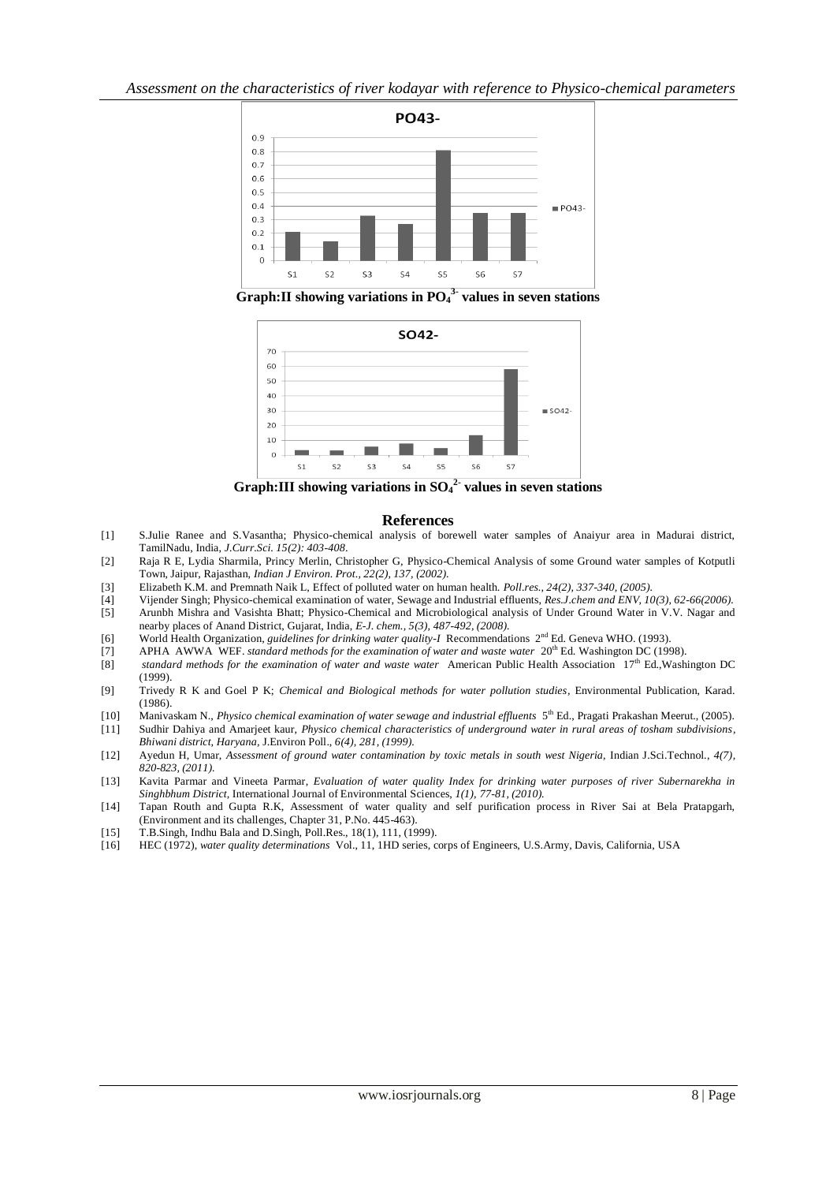PO43-

0.9
0.8
0.7
0.6
0.5
0.4
0.3
0.2
0.1
0

S1 S2 S3 S4 S5 S6 S7

■ PO43-

**Graph:II showing variations in $PO_4^{3-}$ values in seven stations**

SO42-

70
60
50
40
30
20
10
0

S1 S2 S3 S4 S5 S6 S7

■ SO42-

**Graph:III showing variations in $SO_4^{2-}$ values in seven stations**

## References

[1] S.Julie Ranee and S.Vasantha; Physico-chemical analysis of borewell water samples of Anaiyur area in Madurai district, TamilNadu, India, *J.Curr.Sci. 15(2): 403-408*.

[2] Raja R E, Lydia Sharmila, Princy Merlin, Christopher G, Physico-Chemical Analysis of some Ground water samples of Kotputli Town, Jaipur, Rajasthan, *Indian J Environ. Prot., 22(2), 137, (2002).*

[3] Elizabeth K.M. and Premnath Naik L, Effect of polluted water on human health. *Poll.res., 24(2), 337-340, (2005).*

[4] Vijender Singh; Physico-chemical examination of water, Sewage and Industrial effluents, *Res.J.chem and ENV, 10(3), 62-66(2006).*

[5] Arunbh Mishra and Vasishta Bhatt; Physico-Chemical and Microbiological analysis of Under Ground Water in V.V. Nagar and nearby places of Anand District, Gujarat, India, *E-J. chem., 5(3), 487-492, (2008).*

[6] World Health Organization, *guidelines for drinking water quality-I* Recommendations 2nd Ed. Geneva WHO. (1993).

[7] APHA AWWA WEF. *standard methods for the examination of water and waste water* 20th Ed. Washington DC (1998).

[8] *standard methods for the examination of water and waste water* American Public Health Association 17th Ed.,Washington DC (1999).

[9] Trivedy R K and Goel P K; *Chemical and Biological methods for water pollution studies*, Environmental Publication, Karad. (1986).

[10] Manivaskam N., *Physico chemical examination of water sewage and industrial effluents* 5th Ed., Pragati Prakashan Meerut., (2005).

[11] Sudhir Dahiya and Amarjeet kaur, *Physico chemical characteristics of underground water in rural areas of tosham subdivisions, Bhiwani district, Haryana*, J.Environ Poll., *6(4), 281, (1999).*

[12] Ayedun H, Umar, *Assessment of ground water contamination by toxic metals in south west Nigeria*, Indian J.Sci.Technol., *4(7), 820-823, (2011).*

[13] Kavita Parmar and Vineeta Parmar, *Evaluation of water quality Index for drinking water purposes of river Subernarekha in Singhbhum District*, International Journal of Environmental Sciences, *1(1), 77-81, (2010).*

[14] Tapan Routh and Gupta R.K, Assessment of water quality and self purification process in River Sai at Bela Pratapgarh, (Environment and its challenges, Chapter 31, P.No. 445-463).

[15] T.B.Singh, Indhu Bala and D.Singh, Poll.Res., 18(1), 111, (1999).

[16] HEC (1972), *water quality determinations* Vol., 11, 1HD series, corps of Engineers, U.S.Army, Davis, California, USA